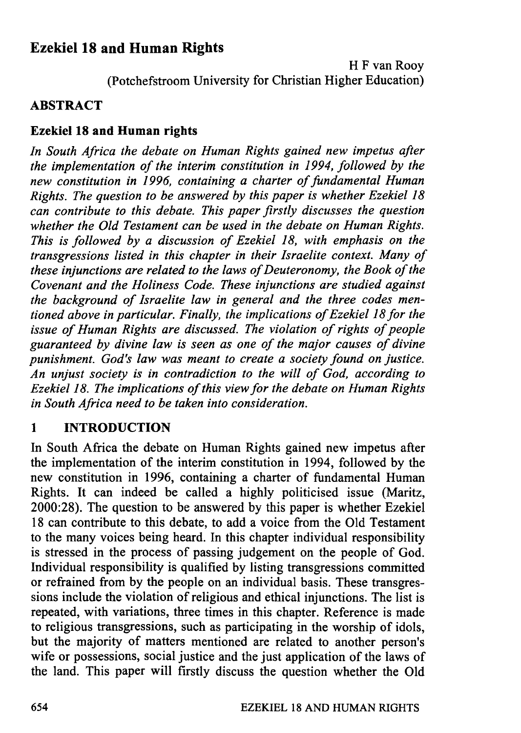# Ezekiel 18 and Human Rights

H F van Rooy
(Potchefstroom University for Christian Higher Education)

## ABSTRACT

### Ezekiel 18 and Human rights

*In South Africa the debate on Human Rights gained new impetus after the implementation of the interim constitution in 1994, followed by the new constitution in 1996, containing a charter of fundamental Human Rights. The question to be answered by this paper is whether Ezekiel 18 can contribute to this debate. This paper firstly discusses the question whether the Old Testament can be used in the debate on Human Rights. This is followed by a discussion of Ezekiel 18, with emphasis on the transgressions listed in this chapter in their Israelite context. Many of these injunctions are related to the laws of Deuteronomy, the Book of the Covenant and the Holiness Code. These injunctions are studied against the background of Israelite law in general and the three codes mentioned above in particular. Finally, the implications of Ezekiel 18 for the issue of Human Rights are discussed. The violation of rights of people guaranteed by divine law is seen as one of the major causes of divine punishment. God's law was meant to create a society found on justice. An unjust society is in contradiction to the will of God, according to Ezekiel 18. The implications of this view for the debate on Human Rights in South Africa need to be taken into consideration.*

## 1 INTRODUCTION

In South Africa the debate on Human Rights gained new impetus after the implementation of the interim constitution in 1994, followed by the new constitution in 1996, containing a charter of fundamental Human Rights. It can indeed be called a highly politicised issue (Maritz, 2000:28). The question to be answered by this paper is whether Ezekiel 18 can contribute to this debate, to add a voice from the Old Testament to the many voices being heard. In this chapter individual responsibility is stressed in the process of passing judgement on the people of God. Individual responsibility is qualified by listing transgressions committed or refrained from by the people on an individual basis. These transgressions include the violation of religious and ethical injunctions. The list is repeated, with variations, three times in this chapter. Reference is made to religious transgressions, such as participating in the worship of idols, but the majority of matters mentioned are related to another person's wife or possessions, social justice and the just application of the laws of the land. This paper will firstly discuss the question whether the Old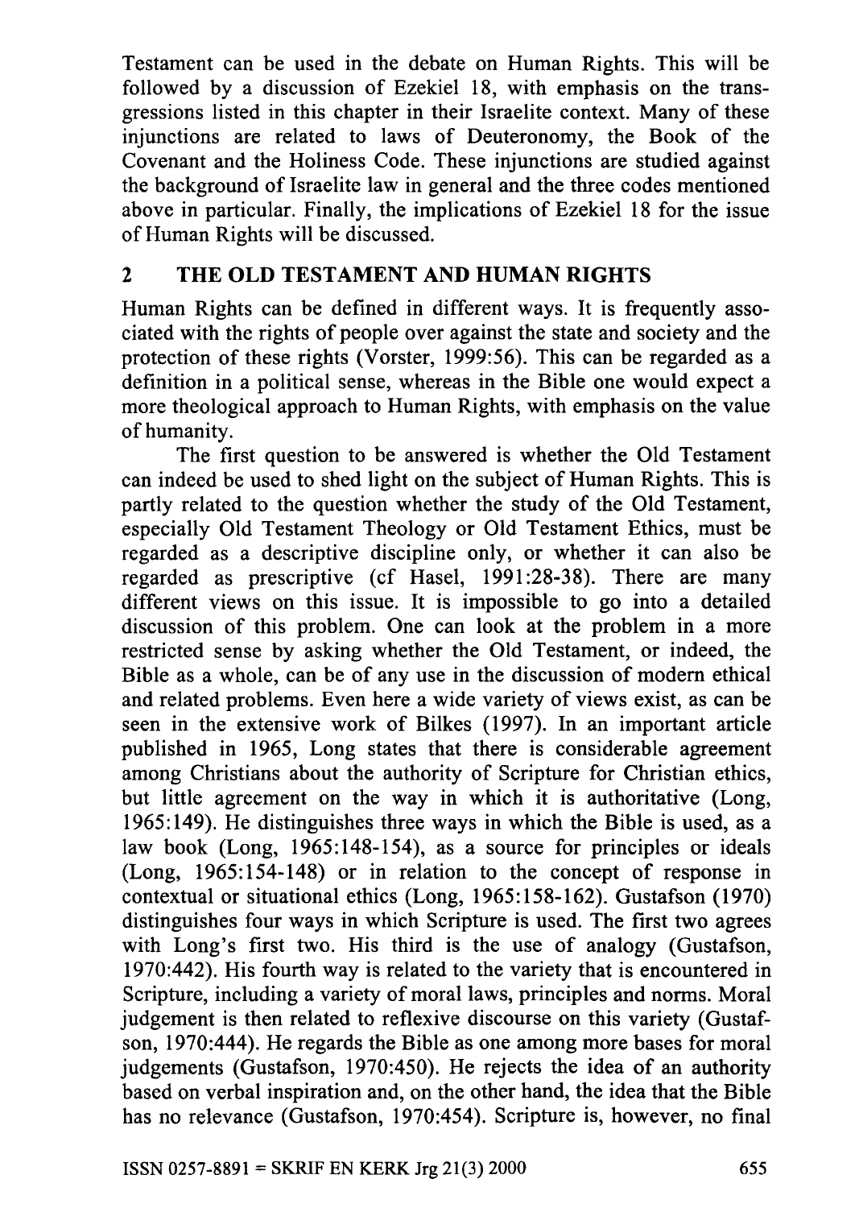Testament can be used in the debate on Human Rights. This will be followed by a discussion of Ezekiel 18, with emphasis on the transgressions listed in this chapter in their Israelite context. Many of these injunctions are related to laws of Deuteronomy, the Book of the Covenant and the Holiness Code. These injunctions are studied against the background of Israelite law in general and the three codes mentioned above in particular. Finally, the implications of Ezekiel 18 for the issue of Human Rights will be discussed.

## 2 THE OLD TESTAMENT AND HUMAN RIGHTS

Human Rights can be defined in different ways. It is frequently associated with the rights of people over against the state and society and the protection of these rights (Vorster, 1999:56). This can be regarded as a definition in a political sense, whereas in the Bible one would expect a more theological approach to Human Rights, with emphasis on the value of humanity.

The first question to be answered is whether the Old Testament can indeed be used to shed light on the subject of Human Rights. This is partly related to the question whether the study of the Old Testament, especially Old Testament Theology or Old Testament Ethics, must be regarded as a descriptive discipline only, or whether it can also be regarded as prescriptive (cf Hasel, 1991:28-38). There are many different views on this issue. It is impossible to go into a detailed discussion of this problem. One can look at the problem in a more restricted sense by asking whether the Old Testament, or indeed, the Bible as a whole, can be of any use in the discussion of modern ethical and related problems. Even here a wide variety of views exist, as can be seen in the extensive work of Bilkes (1997). In an important article published in 1965, Long states that there is considerable agreement among Christians about the authority of Scripture for Christian ethics, but little agreement on the way in which it is authoritative (Long, 1965:149). He distinguishes three ways in which the Bible is used, as a law book (Long, 1965:148-154), as a source for principles or ideals (Long, 1965:154-148) or in relation to the concept of response in contextual or situational ethics (Long, 1965:158-162). Gustafson (1970) distinguishes four ways in which Scripture is used. The first two agrees with Long's first two. His third is the use of analogy (Gustafson, 1970:442). His fourth way is related to the variety that is encountered in Scripture, including a variety of moral laws, principles and norms. Moral judgement is then related to reflexive discourse on this variety (Gustafson, 1970:444). He regards the Bible as one among more bases for moral judgements (Gustafson, 1970:450). He rejects the idea of an authority based on verbal inspiration and, on the other hand, the idea that the Bible has no relevance (Gustafson, 1970:454). Scripture is, however, no final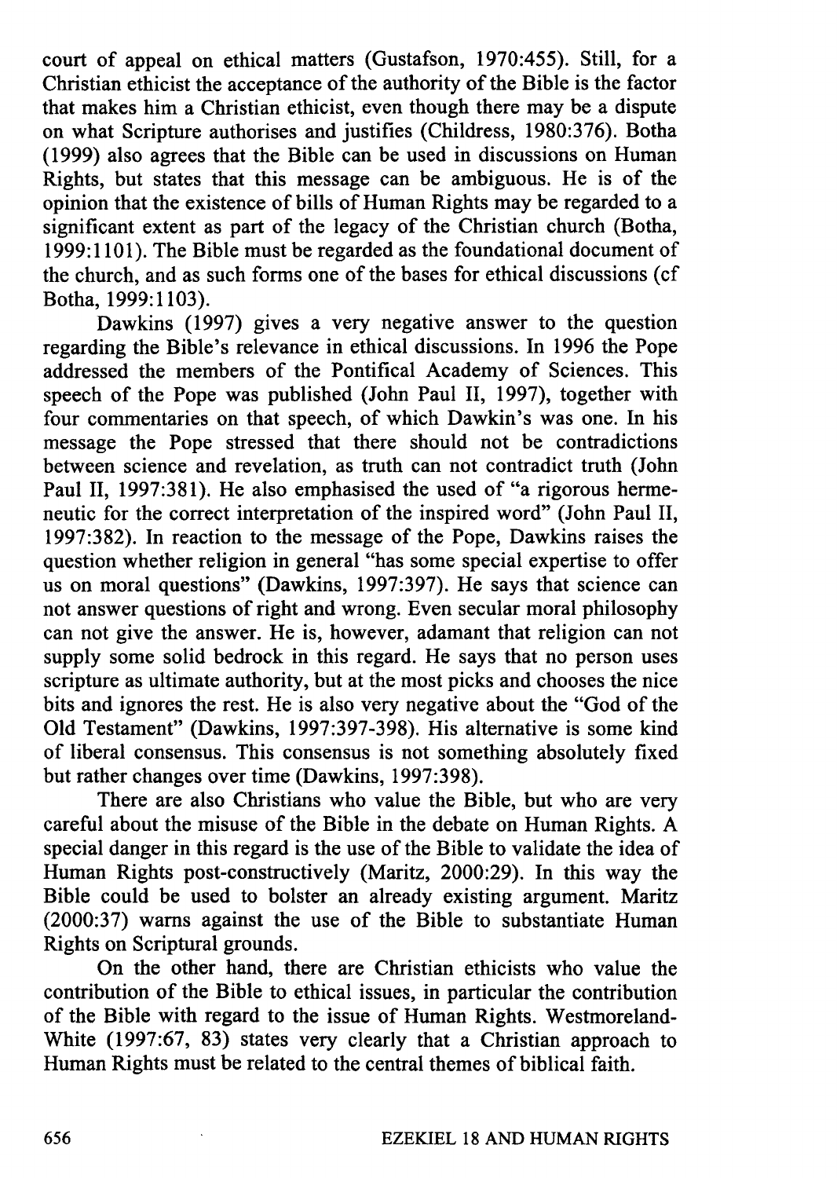court of appeal on ethical matters (Gustafson, 1970:455). Still, for a Christian ethicist the acceptance of the authority of the Bible is the factor that makes him a Christian ethicist, even though there may be a dispute on what Scripture authorises and justifies (Childress, 1980:376). Botha (1999) also agrees that the Bible can be used in discussions on Human Rights, but states that this message can be ambiguous. He is of the opinion that the existence of bills of Human Rights may be regarded to a significant extent as part of the legacy of the Christian church (Botha, 1999:1101). The Bible must be regarded as the foundational document of the church, and as such forms one of the bases for ethical discussions (cf Botha, 1999:1103).

Dawkins (1997) gives a very negative answer to the question regarding the Bible's relevance in ethical discussions. In 1996 the Pope addressed the members of the Pontifical Academy of Sciences. This speech of the Pope was published (John Paul II, 1997), together with four commentaries on that speech, of which Dawkin's was one. In his message the Pope stressed that there should not be contradictions between science and revelation, as truth can not contradict truth (John Paul II, 1997:381). He also emphasised the used of "a rigorous hermeneutic for the correct interpretation of the inspired word" (John Paul II, 1997:382). In reaction to the message of the Pope, Dawkins raises the question whether religion in general "has some special expertise to offer us on moral questions" (Dawkins, 1997:397). He says that science can not answer questions of right and wrong. Even secular moral philosophy can not give the answer. He is, however, adamant that religion can not supply some solid bedrock in this regard. He says that no person uses scripture as ultimate authority, but at the most picks and chooses the nice bits and ignores the rest. He is also very negative about the "God of the Old Testament" (Dawkins, 1997:397-398). His alternative is some kind of liberal consensus. This consensus is not something absolutely fixed but rather changes over time (Dawkins, 1997:398).

There are also Christians who value the Bible, but who are very careful about the misuse of the Bible in the debate on Human Rights. A special danger in this regard is the use of the Bible to validate the idea of Human Rights post-constructively (Maritz, 2000:29). In this way the Bible could be used to bolster an already existing argument. Maritz (2000:37) warns against the use of the Bible to substantiate Human Rights on Scriptural grounds.

On the other hand, there are Christian ethicists who value the contribution of the Bible to ethical issues, in particular the contribution of the Bible with regard to the issue of Human Rights. Westmoreland-White (1997:67, 83) states very clearly that a Christian approach to Human Rights must be related to the central themes of biblical faith.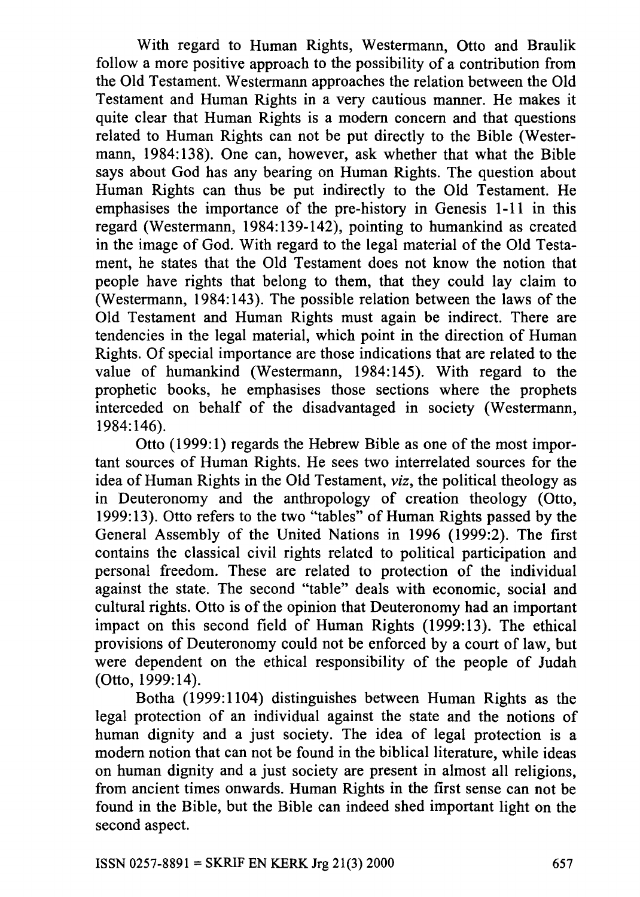With regard to Human Rights, Westermann, Otto and Braulik follow a more positive approach to the possibility of a contribution from the Old Testament. Westermann approaches the relation between the Old Testament and Human Rights in a very cautious manner. He makes it quite clear that Human Rights is a modern concern and that questions related to Human Rights can not be put directly to the Bible (Westermann, 1984:138). One can, however, ask whether that what the Bible says about God has any bearing on Human Rights. The question about Human Rights can thus be put indirectly to the Old Testament. He emphasises the importance of the pre-history in Genesis 1-11 in this regard (Westermann, 1984:139-142), pointing to humankind as created in the image of God. With regard to the legal material of the Old Testament, he states that the Old Testament does not know the notion that people have rights that belong to them, that they could lay claim to (Westermann, 1984:143). The possible relation between the laws of the Old Testament and Human Rights must again be indirect. There are tendencies in the legal material, which point in the direction of Human Rights. Of special importance are those indications that are related to the value of humankind (Westermann, 1984:145). With regard to the prophetic books, he emphasises those sections where the prophets interceded on behalf of the disadvantaged in society (Westermann, 1984:146).

Otto (1999:1) regards the Hebrew Bible as one of the most important sources of Human Rights. He sees two interrelated sources for the idea of Human Rights in the Old Testament, *viz*, the political theology as in Deuteronomy and the anthropology of creation theology (Otto, 1999:13). Otto refers to the two "tables" of Human Rights passed by the General Assembly of the United Nations in 1996 (1999:2). The first contains the classical civil rights related to political participation and personal freedom. These are related to protection of the individual against the state. The second "table" deals with economic, social and cultural rights. Otto is of the opinion that Deuteronomy had an important impact on this second field of Human Rights (1999:13). The ethical provisions of Deuteronomy could not be enforced by a court of law, but were dependent on the ethical responsibility of the people of Judah (Otto, 1999:14).

Botha (1999:1104) distinguishes between Human Rights as the legal protection of an individual against the state and the notions of human dignity and a just society. The idea of legal protection is a modern notion that can not be found in the biblical literature, while ideas on human dignity and a just society are present in almost all religions, from ancient times onwards. Human Rights in the first sense can not be found in the Bible, but the Bible can indeed shed important light on the second aspect.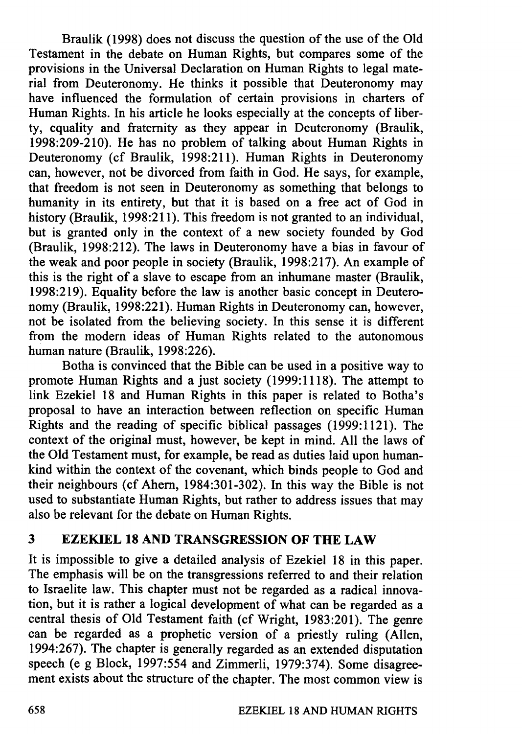Braulik (1998) does not discuss the question of the use of the Old Testament in the debate on Human Rights, but compares some of the provisions in the Universal Declaration on Human Rights to legal material from Deuteronomy. He thinks it possible that Deuteronomy may have influenced the formulation of certain provisions in charters of Human Rights. In his article he looks especially at the concepts of liberty, equality and fraternity as they appear in Deuteronomy (Braulik, 1998:209-210). He has no problem of talking about Human Rights in Deuteronomy (cf Braulik, 1998:211). Human Rights in Deuteronomy can, however, not be divorced from faith in God. He says, for example, that freedom is not seen in Deuteronomy as something that belongs to humanity in its entirety, but that it is based on a free act of God in history (Braulik, 1998:211). This freedom is not granted to an individual, but is granted only in the context of a new society founded by God (Braulik, 1998:212). The laws in Deuteronomy have a bias in favour of the weak and poor people in society (Braulik, 1998:217). An example of this is the right of a slave to escape from an inhumane master (Braulik, 1998:219). Equality before the law is another basic concept in Deuteronomy (Braulik, 1998:221). Human Rights in Deuteronomy can, however, not be isolated from the believing society. In this sense it is different from the modern ideas of Human Rights related to the autonomous human nature (Braulik, 1998:226).

Botha is convinced that the Bible can be used in a positive way to promote Human Rights and a just society (1999:1118). The attempt to link Ezekiel 18 and Human Rights in this paper is related to Botha's proposal to have an interaction between reflection on specific Human Rights and the reading of specific biblical passages (1999:1121). The context of the original must, however, be kept in mind. All the laws of the Old Testament must, for example, be read as duties laid upon humankind within the context of the covenant, which binds people to God and their neighbours (cf Ahern, 1984:301-302). In this way the Bible is not used to substantiate Human Rights, but rather to address issues that may also be relevant for the debate on Human Rights.

## 3 EZEKIEL 18 AND TRANSGRESSION OF THE LAW

It is impossible to give a detailed analysis of Ezekiel 18 in this paper. The emphasis will be on the transgressions referred to and their relation to Israelite law. This chapter must not be regarded as a radical innovation, but it is rather a logical development of what can be regarded as a central thesis of Old Testament faith (cf Wright, 1983:201). The genre can be regarded as a prophetic version of a priestly ruling (Allen, 1994:267). The chapter is generally regarded as an extended disputation speech (e g Block, 1997:554 and Zimmerli, 1979:374). Some disagreement exists about the structure of the chapter. The most common view is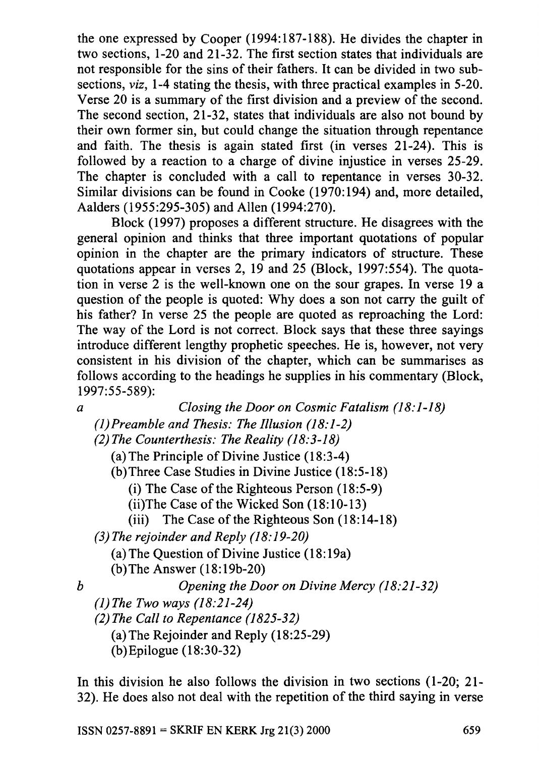the one expressed by Cooper (1994:187-188). He divides the chapter in two sections, 1-20 and 21-32. The first section states that individuals are not responsible for the sins of their fathers. It can be divided in two sub-sections, *viz*, 1-4 stating the thesis, with three practical examples in 5-20. Verse 20 is a summary of the first division and a preview of the second. The second section, 21-32, states that individuals are also not bound by their own former sin, but could change the situation through repentance and faith. The thesis is again stated first (in verses 21-24). This is followed by a reaction to a charge of divine injustice in verses 25-29. The chapter is concluded with a call to repentance in verses 30-32. Similar divisions can be found in Cooke (1970:194) and, more detailed, Aalders (1955:295-305) and Allen (1994:270).

Block (1997) proposes a different structure. He disagrees with the general opinion and thinks that three important quotations of popular opinion in the chapter are the primary indicators of structure. These quotations appear in verses 2, 19 and 25 (Block, 1997:554). The quotation in verse 2 is the well-known one on the sour grapes. In verse 19 a question of the people is quoted: Why does a son not carry the guilt of his father? In verse 25 the people are quoted as reproaching the Lord: The way of the Lord is not correct. Block says that these three sayings introduce different lengthy prophetic speeches. He is, however, not very consistent in his division of the chapter, which can be summarises as follows according to the headings he supplies in his commentary (Block, 1997:55-589):

*a* *Closing the Door on Cosmic Fatalism (18:1-18)*

- *(1) Preamble and Thesis: The Illusion (18:1-2)*
- *(2) The Counterthesis: The Reality (18:3-18)*
  - (a) The Principle of Divine Justice (18:3-4)
  - (b) Three Case Studies in Divine Justice (18:5-18)
    - (i) The Case of the Righteous Person (18:5-9)
    - (ii) The Case of the Wicked Son (18:10-13)
    - (iii) The Case of the Righteous Son (18:14-18)
- *(3) The rejoinder and Reply (18:19-20)*
  - (a) The Question of Divine Justice (18:19a)
  - (b) The Answer (18:19b-20)

*b* *Opening the Door on Divine Mercy (18:21-32)*

- *(1) The Two ways (18:21-24)*
- *(2) The Call to Repentance (1825-32)*
  - (a) The Rejoinder and Reply (18:25-29)
  - (b) Epilogue (18:30-32)

In this division he also follows the division in two sections (1-20; 21-32). He does also not deal with the repetition of the third saying in verse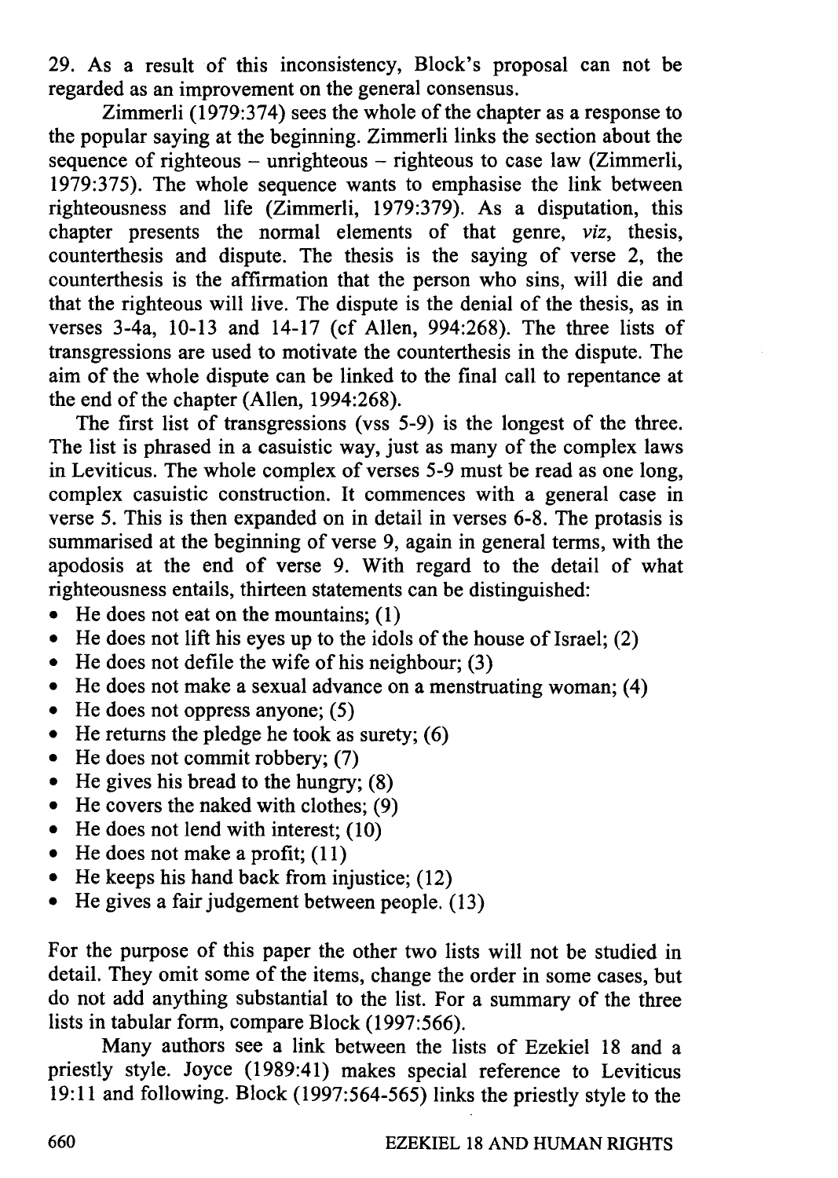29. As a result of this inconsistency, Block's proposal can not be regarded as an improvement on the general consensus.

Zimmerli (1979:374) sees the whole of the chapter as a response to the popular saying at the beginning. Zimmerli links the section about the sequence of righteous – unrighteous – righteous to case law (Zimmerli, 1979:375). The whole sequence wants to emphasise the link between righteousness and life (Zimmerli, 1979:379). As a disputation, this chapter presents the normal elements of that genre, *viz*, thesis, counterthesis and dispute. The thesis is the saying of verse 2, the counterthesis is the affirmation that the person who sins, will die and that the righteous will live. The dispute is the denial of the thesis, as in verses 3-4a, 10-13 and 14-17 (cf Allen, 994:268). The three lists of transgressions are used to motivate the counterthesis in the dispute. The aim of the whole dispute can be linked to the final call to repentance at the end of the chapter (Allen, 1994:268).

The first list of transgressions (vss 5-9) is the longest of the three. The list is phrased in a casuistic way, just as many of the complex laws in Leviticus. The whole complex of verses 5-9 must be read as one long, complex casuistic construction. It commences with a general case in verse 5. This is then expanded on in detail in verses 6-8. The protasis is summarised at the beginning of verse 9, again in general terms, with the apodosis at the end of verse 9. With regard to the detail of what righteousness entails, thirteen statements can be distinguished:

- He does not eat on the mountains; (1)
- He does not lift his eyes up to the idols of the house of Israel; (2)
- He does not defile the wife of his neighbour; (3)
- He does not make a sexual advance on a menstruating woman; (4)
- He does not oppress anyone; (5)
- He returns the pledge he took as surety; (6)
- He does not commit robbery; (7)
- He gives his bread to the hungry; (8)
- He covers the naked with clothes; (9)
- He does not lend with interest; (10)
- He does not make a profit; (11)
- He keeps his hand back from injustice; (12)
- He gives a fair judgement between people. (13)

For the purpose of this paper the other two lists will not be studied in detail. They omit some of the items, change the order in some cases, but do not add anything substantial to the list. For a summary of the three lists in tabular form, compare Block (1997:566).

Many authors see a link between the lists of Ezekiel 18 and a priestly style. Joyce (1989:41) makes special reference to Leviticus 19:11 and following. Block (1997:564-565) links the priestly style to the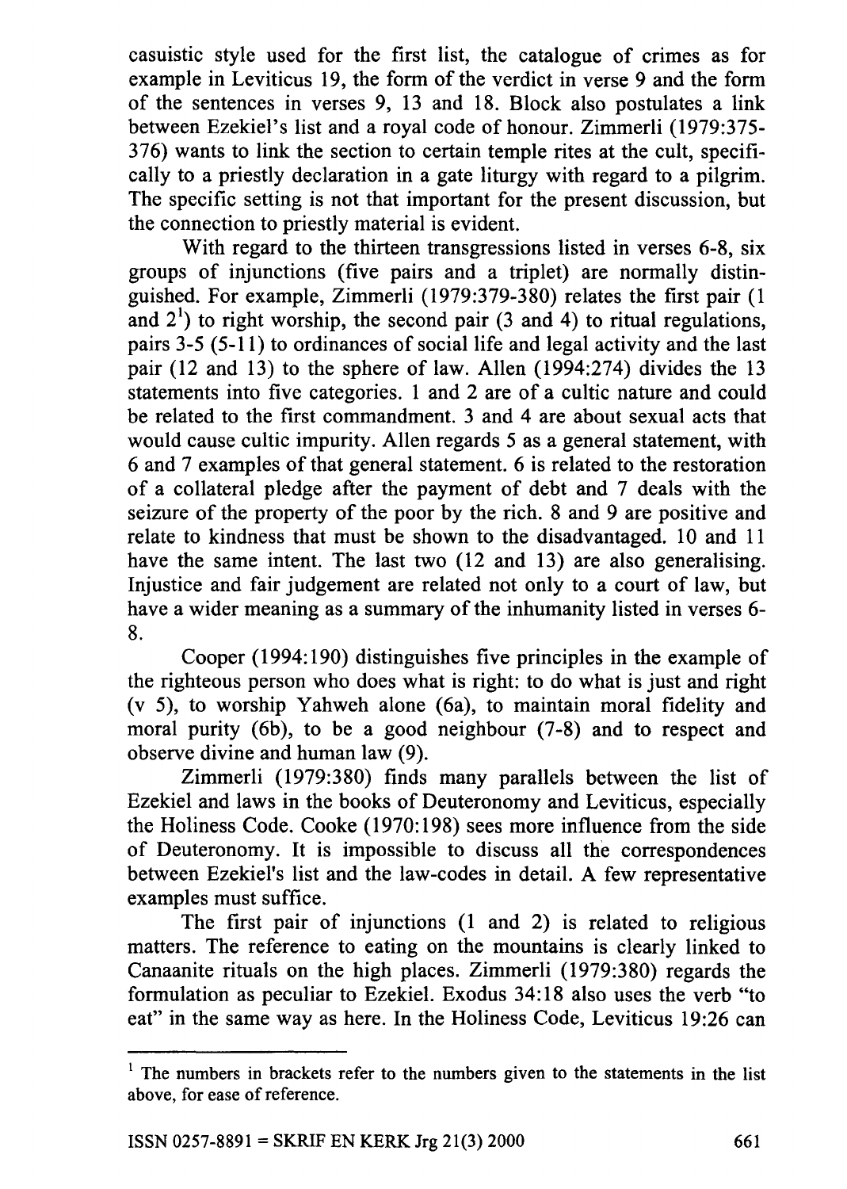casuistic style used for the first list, the catalogue of crimes as for example in Leviticus 19, the form of the verdict in verse 9 and the form of the sentences in verses 9, 13 and 18. Block also postulates a link between Ezekiel's list and a royal code of honour. Zimmerli (1979:375-376) wants to link the section to certain temple rites at the cult, specifically to a priestly declaration in a gate liturgy with regard to a pilgrim. The specific setting is not that important for the present discussion, but the connection to priestly material is evident.

With regard to the thirteen transgressions listed in verses 6-8, six groups of injunctions (five pairs and a triplet) are normally distinguished. For example, Zimmerli (1979:379-380) relates the first pair (1 and 2[1]) to right worship, the second pair (3 and 4) to ritual regulations, pairs 3-5 (5-11) to ordinances of social life and legal activity and the last pair (12 and 13) to the sphere of law. Allen (1994:274) divides the 13 statements into five categories. 1 and 2 are of a cultic nature and could be related to the first commandment. 3 and 4 are about sexual acts that would cause cultic impurity. Allen regards 5 as a general statement, with 6 and 7 examples of that general statement. 6 is related to the restoration of a collateral pledge after the payment of debt and 7 deals with the seizure of the property of the poor by the rich. 8 and 9 are positive and relate to kindness that must be shown to the disadvantaged. 10 and 11 have the same intent. The last two (12 and 13) are also generalising. Injustice and fair judgement are related not only to a court of law, but have a wider meaning as a summary of the inhumanity listed in verses 6-8.

Cooper (1994:190) distinguishes five principles in the example of the righteous person who does what is right: to do what is just and right (v 5), to worship Yahweh alone (6a), to maintain moral fidelity and moral purity (6b), to be a good neighbour (7-8) and to respect and observe divine and human law (9).

Zimmerli (1979:380) finds many parallels between the list of Ezekiel and laws in the books of Deuteronomy and Leviticus, especially the Holiness Code. Cooke (1970:198) sees more influence from the side of Deuteronomy. It is impossible to discuss all the correspondences between Ezekiel's list and the law-codes in detail. A few representative examples must suffice.

The first pair of injunctions (1 and 2) is related to religious matters. The reference to eating on the mountains is clearly linked to Canaanite rituals on the high places. Zimmerli (1979:380) regards the formulation as peculiar to Ezekiel. Exodus 34:18 also uses the verb "to eat" in the same way as here. In the Holiness Code, Leviticus 19:26 can

[1] The numbers in brackets refer to the numbers given to the statements in the list above, for ease of reference.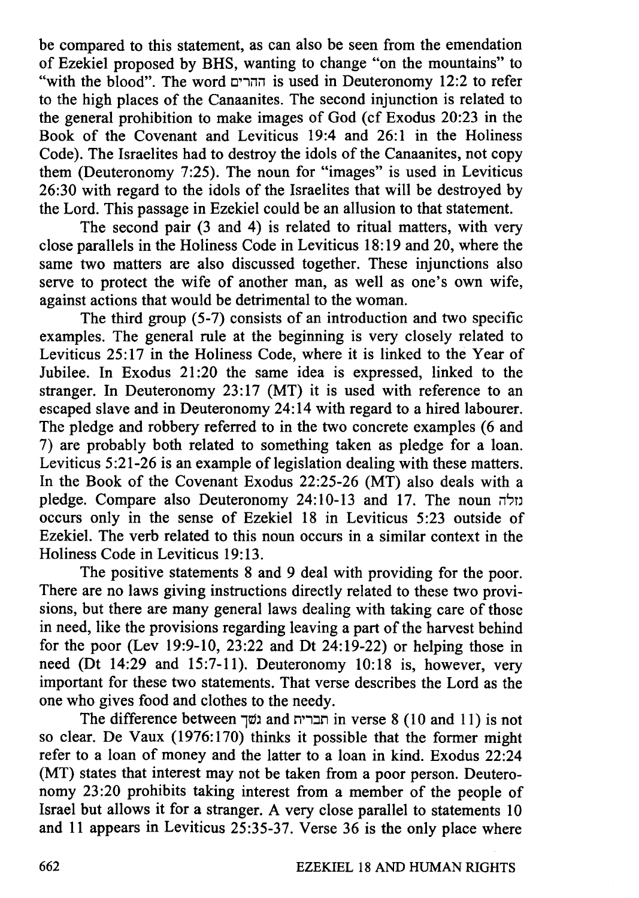be compared to this statement, as can also be seen from the emendation of Ezekiel proposed by BHS, wanting to change "on the mountains" to "with the blood". The word ההרים is used in Deuteronomy 12:2 to refer to the high places of the Canaanites. The second injunction is related to the general prohibition to make images of God (cf Exodus 20:23 in the Book of the Covenant and Leviticus 19:4 and 26:1 in the Holiness Code). The Israelites had to destroy the idols of the Canaanites, not copy them (Deuteronomy 7:25). The noun for "images" is used in Leviticus 26:30 with regard to the idols of the Israelites that will be destroyed by the Lord. This passage in Ezekiel could be an allusion to that statement.

The second pair (3 and 4) is related to ritual matters, with very close parallels in the Holiness Code in Leviticus 18:19 and 20, where the same two matters are also discussed together. These injunctions also serve to protect the wife of another man, as well as one's own wife, against actions that would be detrimental to the woman.

The third group (5-7) consists of an introduction and two specific examples. The general rule at the beginning is very closely related to Leviticus 25:17 in the Holiness Code, where it is linked to the Year of Jubilee. In Exodus 21:20 the same idea is expressed, linked to the stranger. In Deuteronomy 23:17 (MT) it is used with reference to an escaped slave and in Deuteronomy 24:14 with regard to a hired labourer. The pledge and robbery referred to in the two concrete examples (6 and 7) are probably both related to something taken as pledge for a loan. Leviticus 5:21-26 is an example of legislation dealing with these matters. In the Book of the Covenant Exodus 22:25-26 (MT) also deals with a pledge. Compare also Deuteronomy 24:10-13 and 17. The noun גזלה occurs only in the sense of Ezekiel 18 in Leviticus 5:23 outside of Ezekiel. The verb related to this noun occurs in a similar context in the Holiness Code in Leviticus 19:13.

The positive statements 8 and 9 deal with providing for the poor. There are no laws giving instructions directly related to these two provisions, but there are many general laws dealing with taking care of those in need, like the provisions regarding leaving a part of the harvest behind for the poor (Lev 19:9-10, 23:22 and Dt 24:19-22) or helping those in need (Dt 14:29 and 15:7-11). Deuteronomy 10:18 is, however, very important for these two statements. That verse describes the Lord as the one who gives food and clothes to the needy.

The difference between נשך and תרבית in verse 8 (10 and 11) is not so clear. De Vaux (1976:170) thinks it possible that the former might refer to a loan of money and the latter to a loan in kind. Exodus 22:24 (MT) states that interest may not be taken from a poor person. Deuteronomy 23:20 prohibits taking interest from a member of the people of Israel but allows it for a stranger. A very close parallel to statements 10 and 11 appears in Leviticus 25:35-37. Verse 36 is the only place where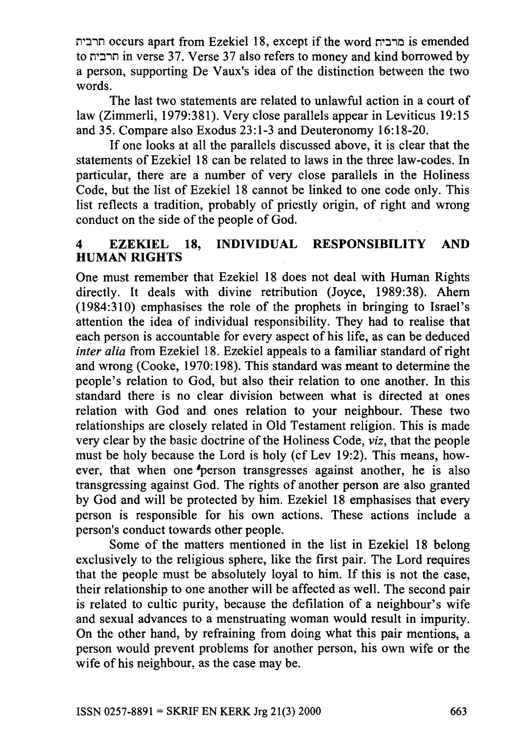תרבית occurs apart from Ezekiel 18, except if the word מרבית is emended to תרבית in verse 37. Verse 37 also refers to money and kind borrowed by a person, supporting De Vaux's idea of the distinction between the two words.

The last two statements are related to unlawful action in a court of law (Zimmerli, 1979:381). Very close parallels appear in Leviticus 19:15 and 35. Compare also Exodus 23:1-3 and Deuteronomy 16:18-20.

If one looks at all the parallels discussed above, it is clear that the statements of Ezekiel 18 can be related to laws in the three law-codes. In particular, there are a number of very close parallels in the Holiness Code, but the list of Ezekiel 18 cannot be linked to one code only. This list reflects a tradition, probably of priestly origin, of right and wrong conduct on the side of the people of God.

## 4 EZEKIEL 18, INDIVIDUAL RESPONSIBILITY AND HUMAN RIGHTS

One must remember that Ezekiel 18 does not deal with Human Rights directly. It deals with divine retribution (Joyce, 1989:38). Ahern (1984:310) emphasises the role of the prophets in bringing to Israel's attention the idea of individual responsibility. They had to realise that each person is accountable for every aspect of his life, as can be deduced *inter alia* from Ezekiel 18. Ezekiel appeals to a familiar standard of right and wrong (Cooke, 1970:198). This standard was meant to determine the people's relation to God, but also their relation to one another. In this standard there is no clear division between what is directed at ones relation with God and ones relation to your neighbour. These two relationships are closely related in Old Testament religion. This is made very clear by the basic doctrine of the Holiness Code, *viz*, that the people must be holy because the Lord is holy (cf Lev 19:2). This means, however, that when one person transgresses against another, he is also transgressing against God. The rights of another person are also granted by God and will be protected by him. Ezekiel 18 emphasises that every person is responsible for his own actions. These actions include a person's conduct towards other people.

Some of the matters mentioned in the list in Ezekiel 18 belong exclusively to the religious sphere, like the first pair. The Lord requires that the people must be absolutely loyal to him. If this is not the case, their relationship to one another will be affected as well. The second pair is related to cultic purity, because the defilation of a neighbour's wife and sexual advances to a menstruating woman would result in impurity. On the other hand, by refraining from doing what this pair mentions, a person would prevent problems for another person, his own wife or the wife of his neighbour, as the case may be.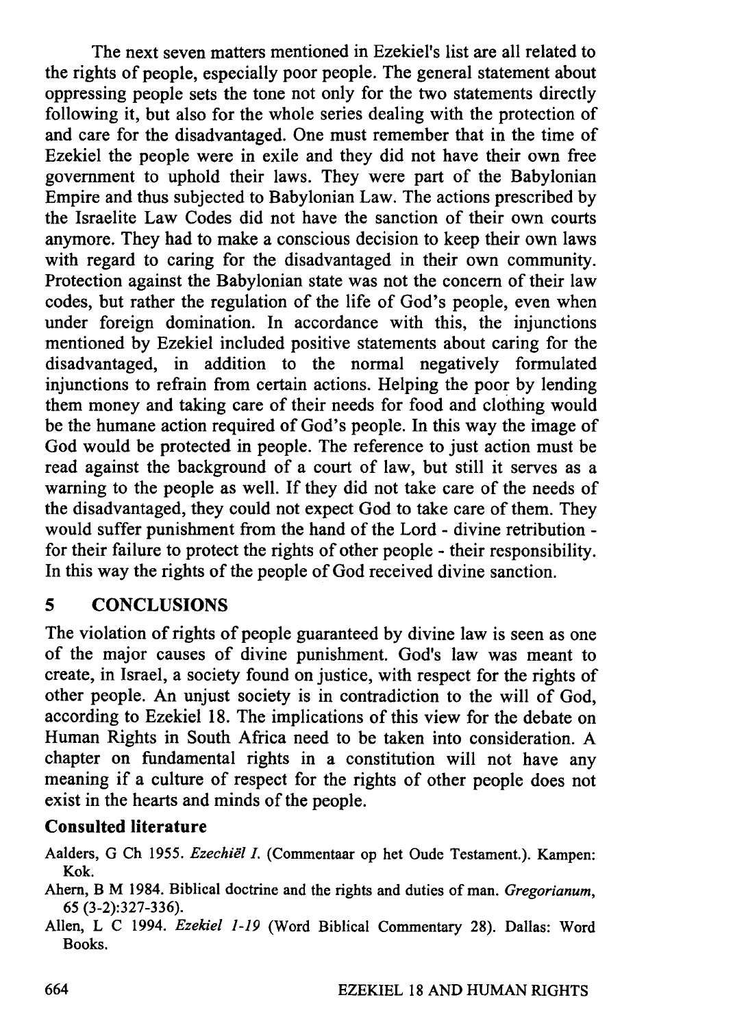The next seven matters mentioned in Ezekiel's list are all related to the rights of people, especially poor people. The general statement about oppressing people sets the tone not only for the two statements directly following it, but also for the whole series dealing with the protection of and care for the disadvantaged. One must remember that in the time of Ezekiel the people were in exile and they did not have their own free government to uphold their laws. They were part of the Babylonian Empire and thus subjected to Babylonian Law. The actions prescribed by the Israelite Law Codes did not have the sanction of their own courts anymore. They had to make a conscious decision to keep their own laws with regard to caring for the disadvantaged in their own community. Protection against the Babylonian state was not the concern of their law codes, but rather the regulation of the life of God's people, even when under foreign domination. In accordance with this, the injunctions mentioned by Ezekiel included positive statements about caring for the disadvantaged, in addition to the normal negatively formulated injunctions to refrain from certain actions. Helping the poor by lending them money and taking care of their needs for food and clothing would be the humane action required of God's people. In this way the image of God would be protected in people. The reference to just action must be read against the background of a court of law, but still it serves as a warning to the people as well. If they did not take care of the needs of the disadvantaged, they could not expect God to take care of them. They would suffer punishment from the hand of the Lord - divine retribution - for their failure to protect the rights of other people - their responsibility. In this way the rights of the people of God received divine sanction.

## 5 CONCLUSIONS

The violation of rights of people guaranteed by divine law is seen as one of the major causes of divine punishment. God's law was meant to create, in Israel, a society found on justice, with respect for the rights of other people. An unjust society is in contradiction to the will of God, according to Ezekiel 18. The implications of this view for the debate on Human Rights in South Africa need to be taken into consideration. A chapter on fundamental rights in a constitution will not have any meaning if a culture of respect for the rights of other people does not exist in the hearts and minds of the people.

### Consulted literature

Aalders, G Ch 1955. *Ezechiël I.* (Commentaar op het Oude Testament.). Kampen: Kok.

Ahern, B M 1984. Biblical doctrine and the rights and duties of man. *Gregorianum*, 65 (3-2):327-336).

Allen, L C 1994. *Ezekiel 1-19* (Word Biblical Commentary 28). Dallas: Word Books.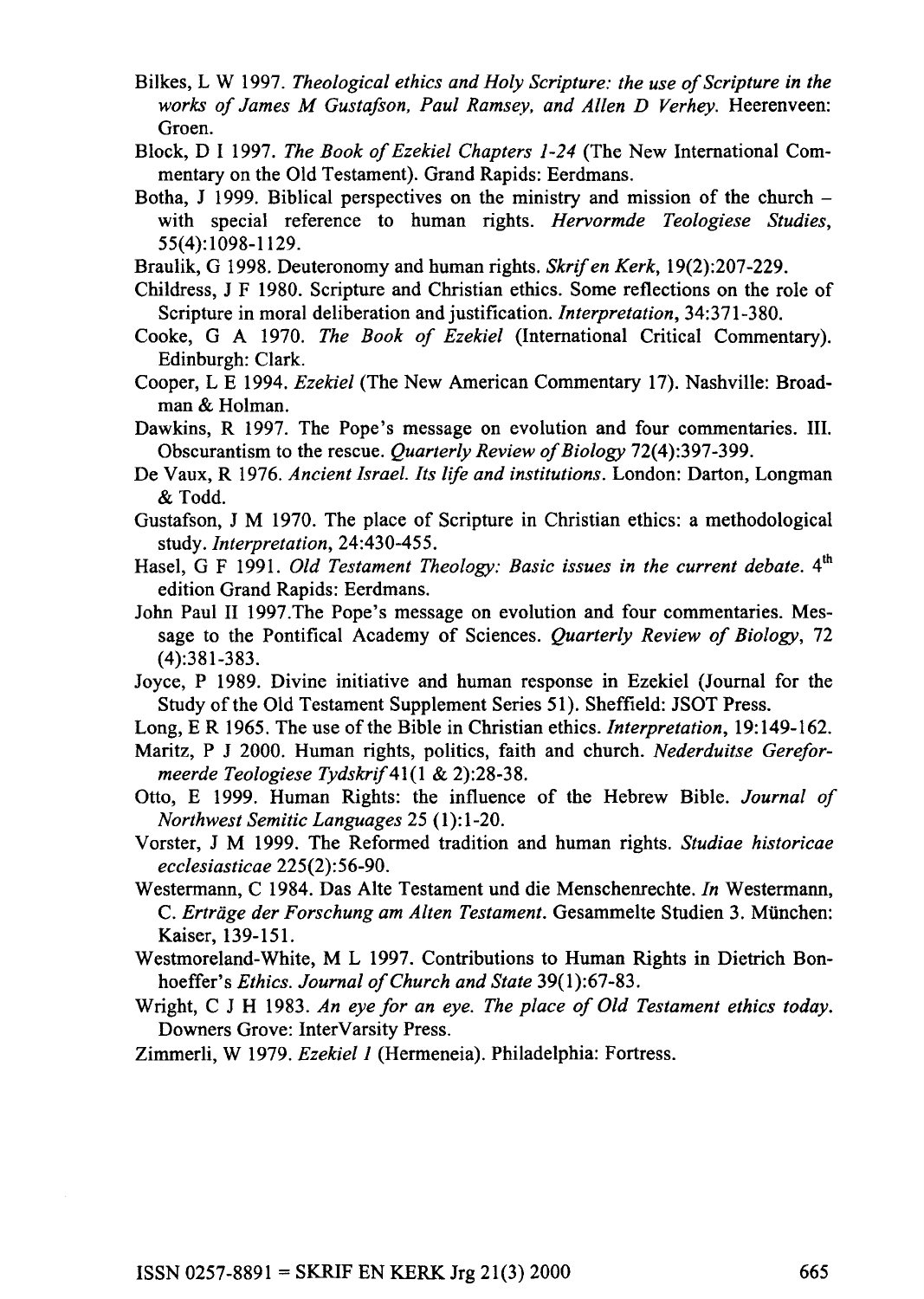Bilkes, L W 1997. *Theological ethics and Holy Scripture: the use of Scripture in the works of James M Gustafson, Paul Ramsey, and Allen D Verhey.* Heerenveen: Groen.

Block, D I 1997. *The Book of Ezekiel Chapters 1-24* (The New International Commentary on the Old Testament). Grand Rapids: Eerdmans.

Botha, J 1999. Biblical perspectives on the ministry and mission of the church – with special reference to human rights. *Hervormde Teologiese Studies*, 55(4):1098-1129.

Braulik, G 1998. Deuteronomy and human rights. *Skrif en Kerk*, 19(2):207-229.

Childress, J F 1980. Scripture and Christian ethics. Some reflections on the role of Scripture in moral deliberation and justification. *Interpretation*, 34:371-380.

Cooke, G A 1970. *The Book of Ezekiel* (International Critical Commentary). Edinburgh: Clark.

Cooper, L E 1994. *Ezekiel* (The New American Commentary 17). Nashville: Broadman & Holman.

Dawkins, R 1997. The Pope's message on evolution and four commentaries. III. Obscurantism to the rescue. *Quarterly Review of Biology* 72(4):397-399.

De Vaux, R 1976. *Ancient Israel. Its life and institutions.* London: Darton, Longman & Todd.

Gustafson, J M 1970. The place of Scripture in Christian ethics: a methodological study. *Interpretation*, 24:430-455.

Hasel, G F 1991. *Old Testament Theology: Basic issues in the current debate.* 4th edition Grand Rapids: Eerdmans.

John Paul II 1997.The Pope's message on evolution and four commentaries. Message to the Pontifical Academy of Sciences. *Quarterly Review of Biology*, 72 (4):381-383.

Joyce, P 1989. Divine initiative and human response in Ezekiel (Journal for the Study of the Old Testament Supplement Series 51). Sheffield: JSOT Press.

Long, E R 1965. The use of the Bible in Christian ethics. *Interpretation*, 19:149-162.

Maritz, P J 2000. Human rights, politics, faith and church. *Nederduitse Gereformeerde Teologiese Tydskrif* 41(1 & 2):28-38.

Otto, E 1999. Human Rights: the influence of the Hebrew Bible. *Journal of Northwest Semitic Languages* 25 (1):1-20.

Vorster, J M 1999. The Reformed tradition and human rights. *Studiae historicae ecclesiasticae* 225(2):56-90.

Westermann, C 1984. Das Alte Testament und die Menschenrechte. *In* Westermann, C. *Erträge der Forschung am Alten Testament*. Gesammelte Studien 3. München: Kaiser, 139-151.

Westmoreland-White, M L 1997. Contributions to Human Rights in Dietrich Bonhoeffer's *Ethics*. *Journal of Church and State* 39(1):67-83.

Wright, C J H 1983. *An eye for an eye. The place of Old Testament ethics today.* Downers Grove: InterVarsity Press.

Zimmerli, W 1979. *Ezekiel 1* (Hermeneia). Philadelphia: Fortress.